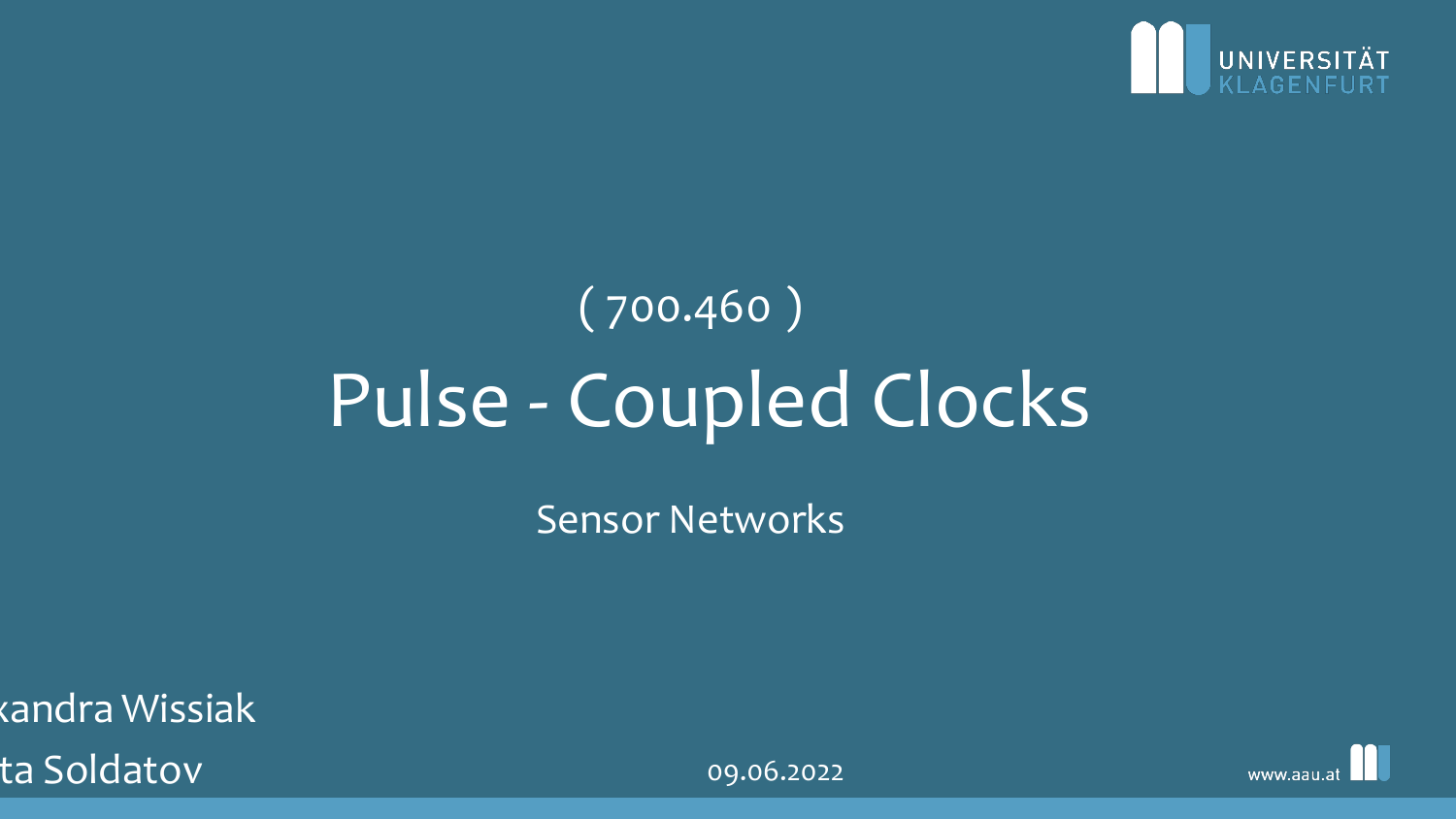( 700.460 )

# Pulse - Coupled Clocks

Sensor Networks

xandra Wissiak

ta Soldatov

09.06.2022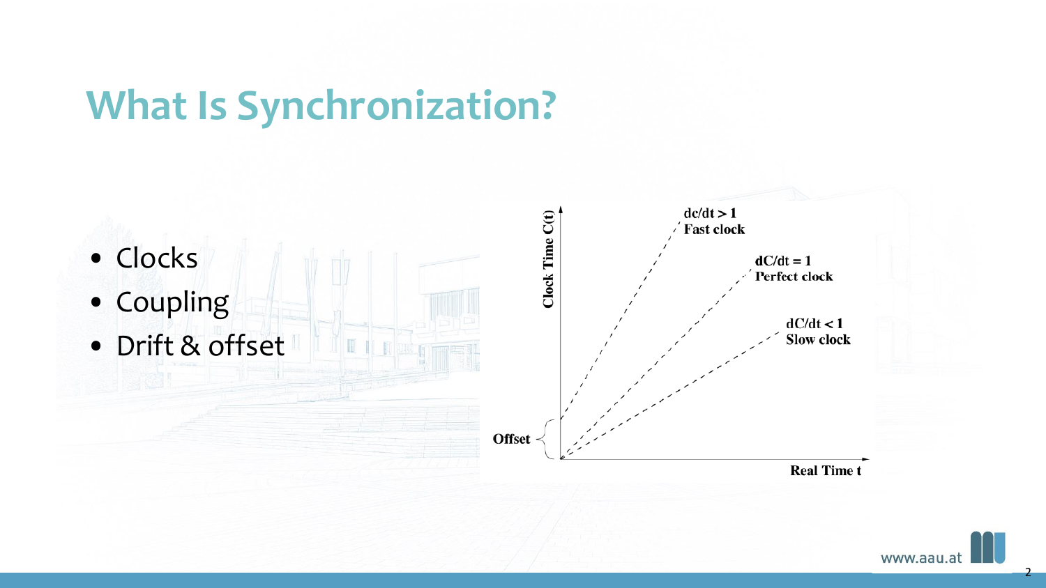# What Is Synchronization?

- Clocks
- Coupling
- Drift & offset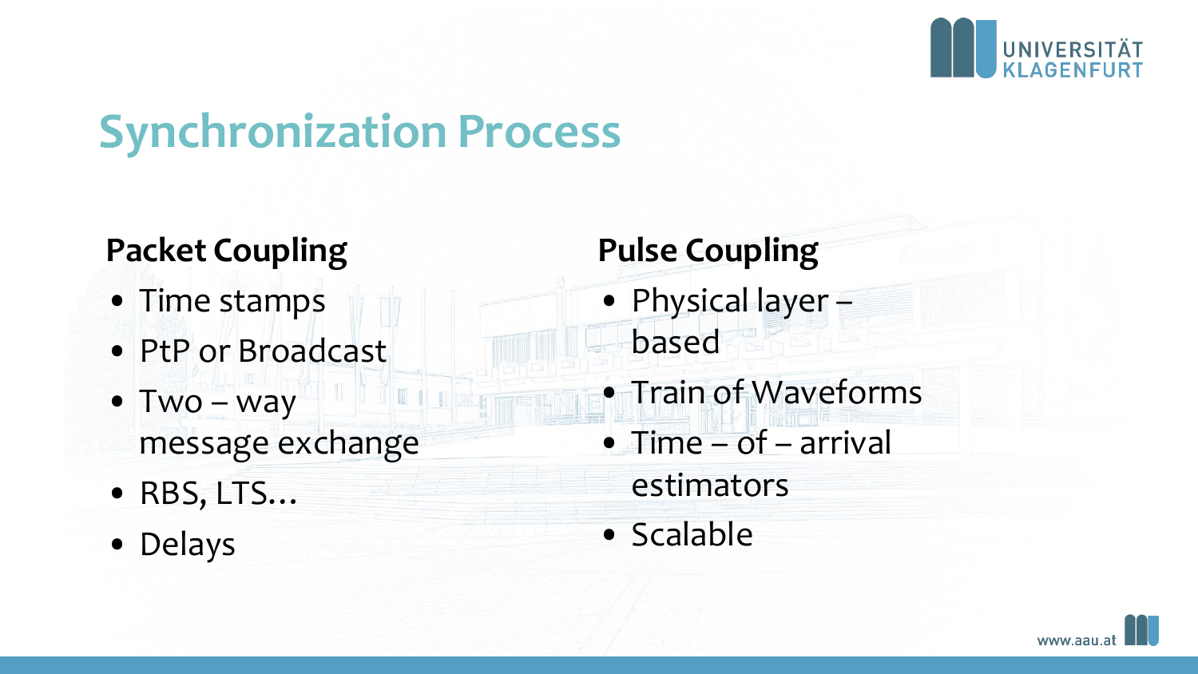# Synchronization Process

**Packet Coupling**

- Time stamps
- PtP or Broadcast
- Two – way message exchange
- RBS, LTS…
- Delays

**Pulse Coupling**

- Physical layer – based
- Train of Waveforms
- Time – of – arrival estimators
- Scalable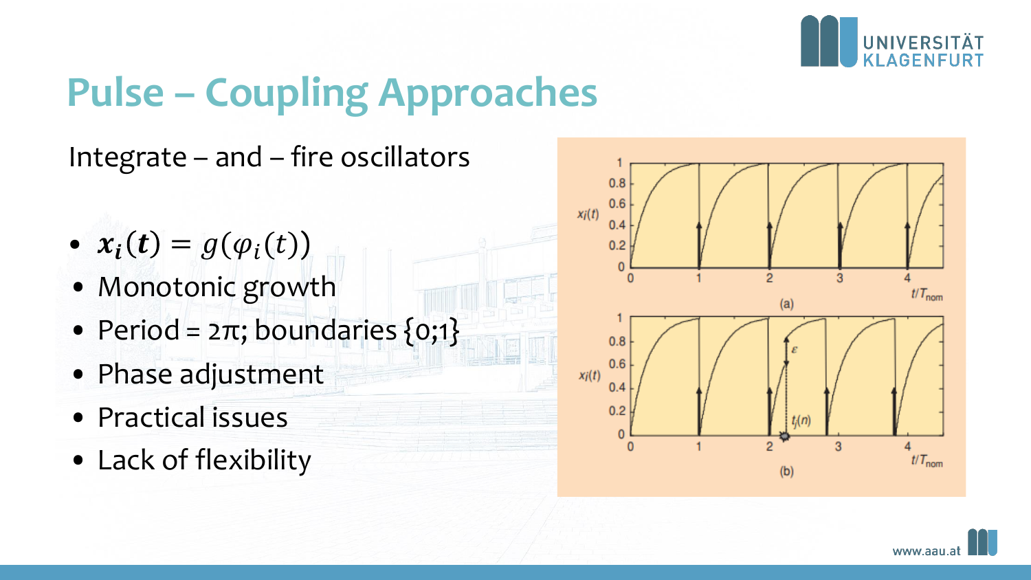# Pulse – Coupling Approaches

Integrate – and – fire oscillators

- $\boldsymbol{x_i(t)} = g(\varphi_i(t))$
- Monotonic growth
- Period = 2π; boundaries {0;1}
- Phase adjustment
- Practical issues
- Lack of flexibility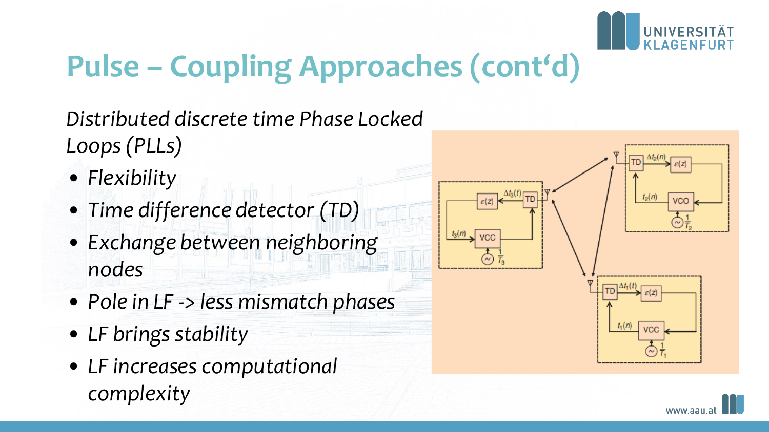# Pulse – Coupling Approaches (cont‘d)

*Distributed discrete time Phase Locked Loops (PLLs)*

- *Flexibility*
- *Time difference detector (TD)*
- *Exchange between neighboring nodes*
- *Pole in LF -> less mismatch phases*
- *LF brings stability*
- *LF increases computational complexity*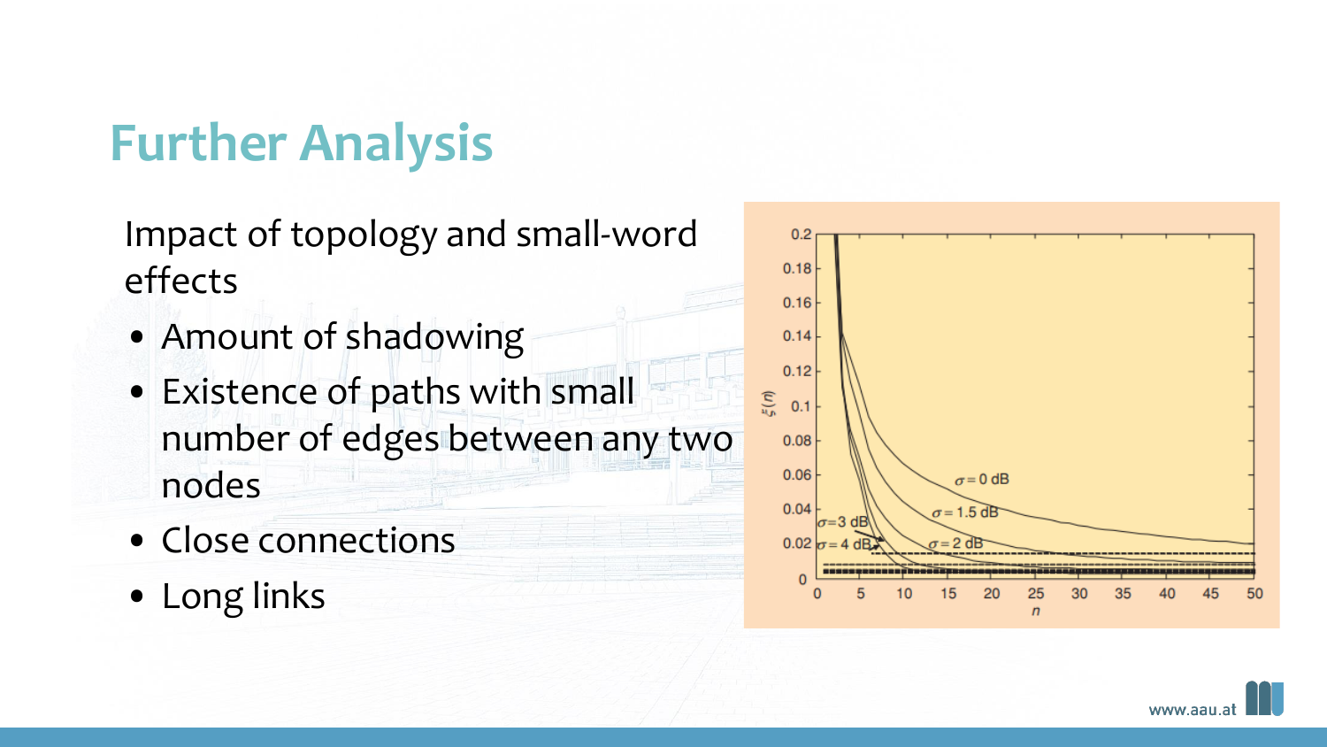# Further Analysis

Impact of topology and small-word effects

- Amount of shadowing
- Existence of paths with small number of edges between any two nodes
- Close connections
- Long links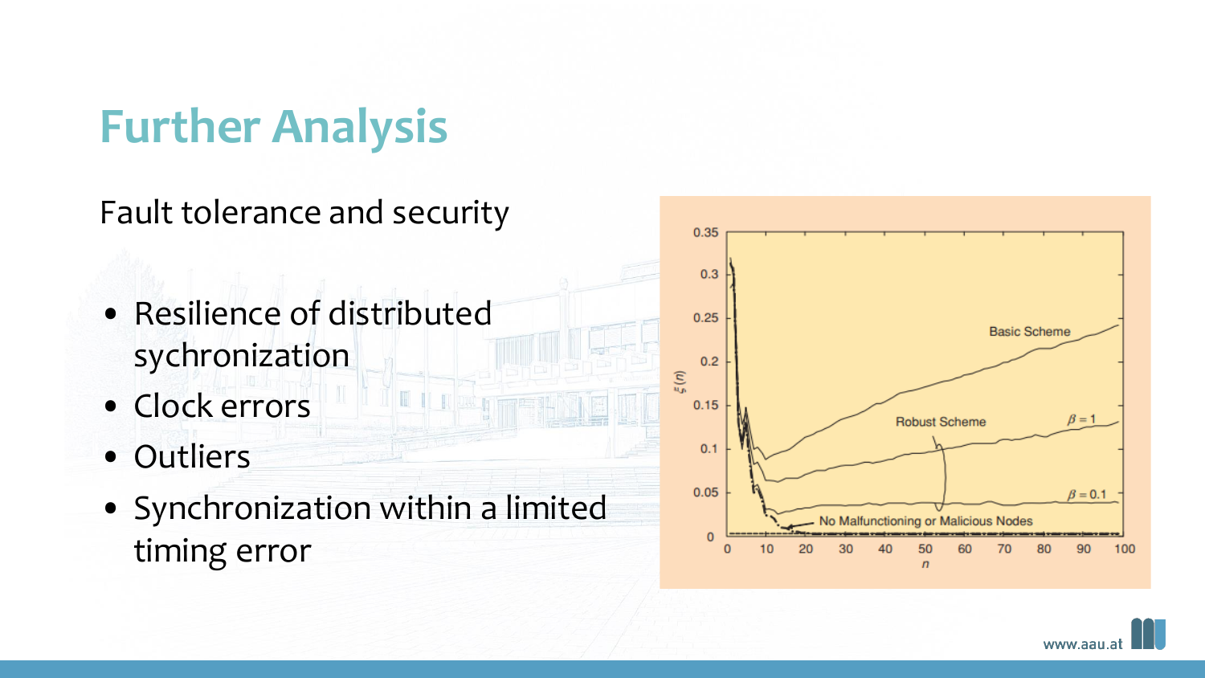# Further Analysis

Fault tolerance and security

- Resilience of distributed sychronization
- Clock errors
- Outliers
- Synchronization within a limited timing error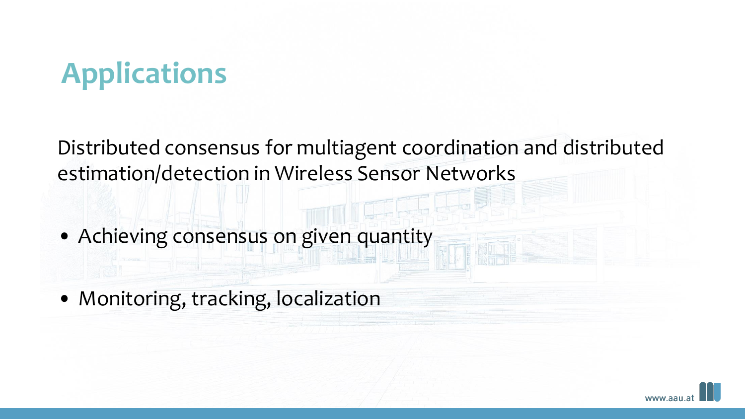# Applications

Distributed consensus for multiagent coordination and distributed estimation/detection in Wireless Sensor Networks

- Achieving consensus on given quantity
- Monitoring, tracking, localization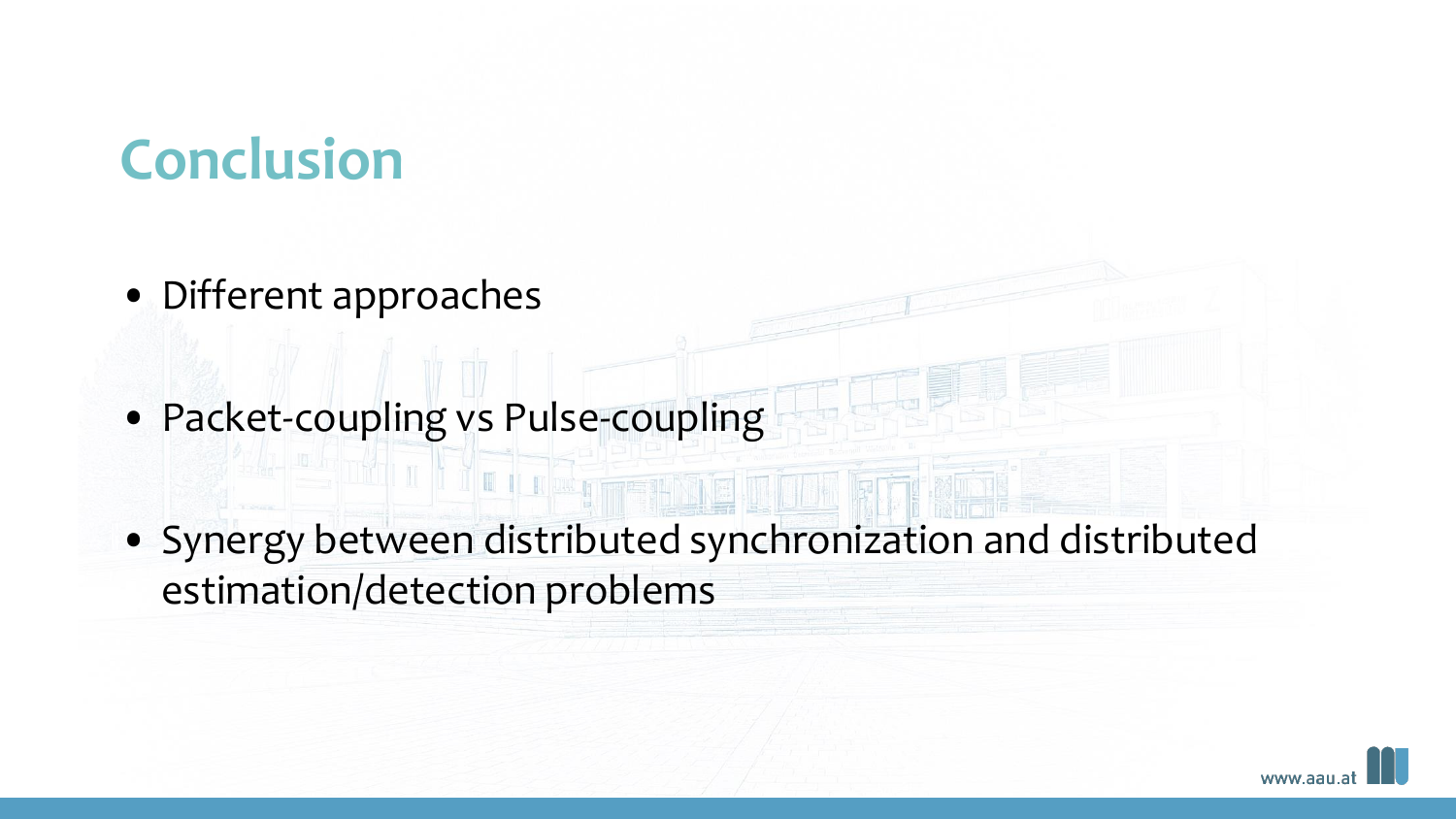# Conclusion

- Different approaches
- Packet-coupling vs Pulse-coupling
- Synergy between distributed synchronization and distributed estimation/detection problems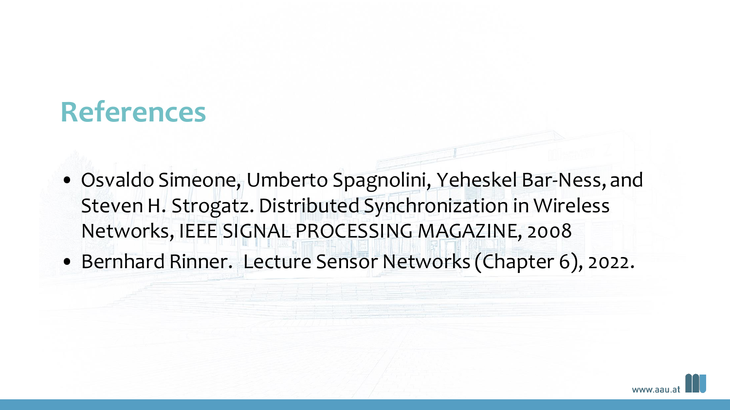# References

- Osvaldo Simeone, Umberto Spagnolini, Yeheskel Bar-Ness, and Steven H. Strogatz. Distributed Synchronization in Wireless Networks, IEEE SIGNAL PROCESSING MAGAZINE, 2008
- Bernhard Rinner. Lecture Sensor Networks (Chapter 6), 2022.